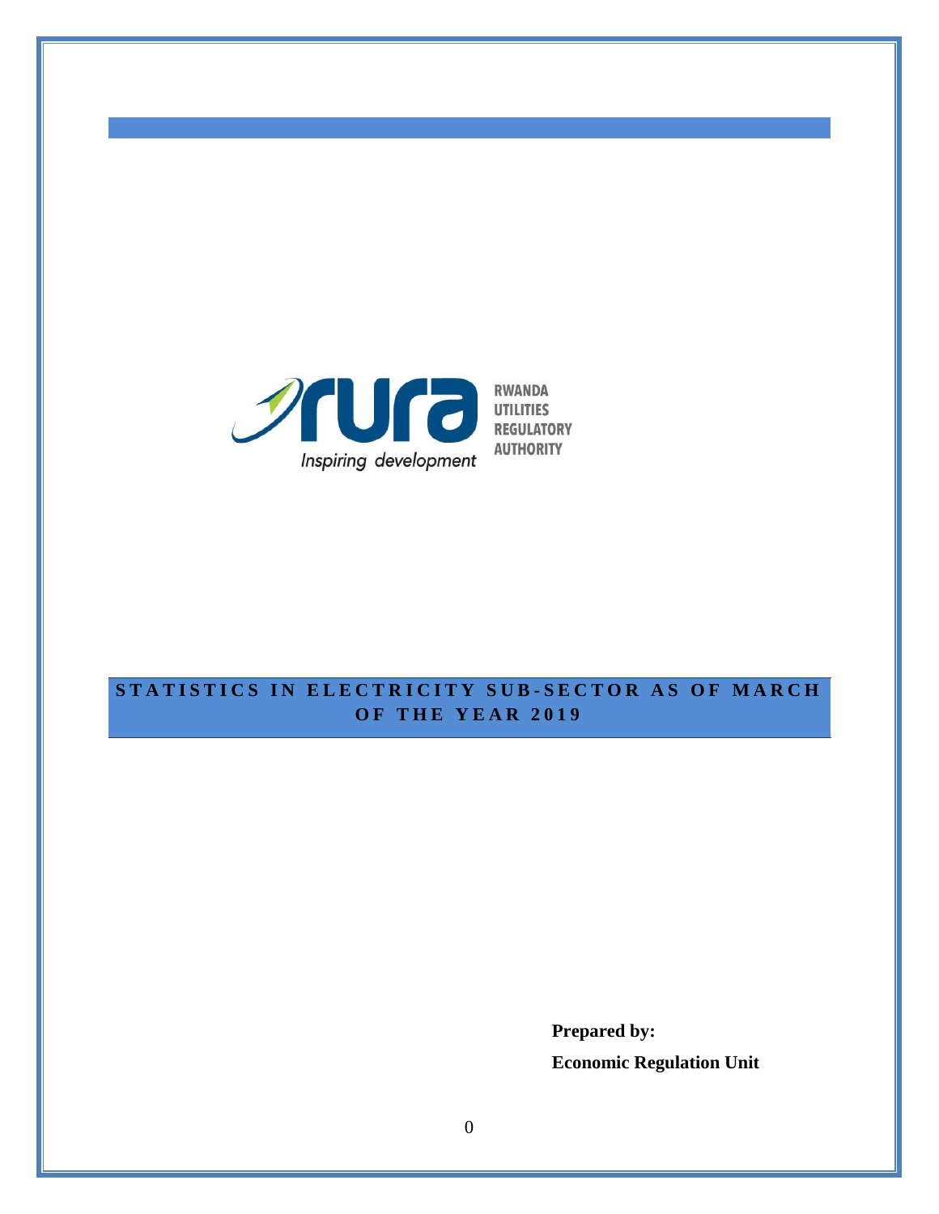RWANDA UTILITIES REGULATORY AUTHORITY

*Inspiring development*

# STATISTICS IN ELECTRICITY SUB-SECTOR AS OF MARCH OF THE YEAR 2019

**Prepared by:**

**Economic Regulation Unit**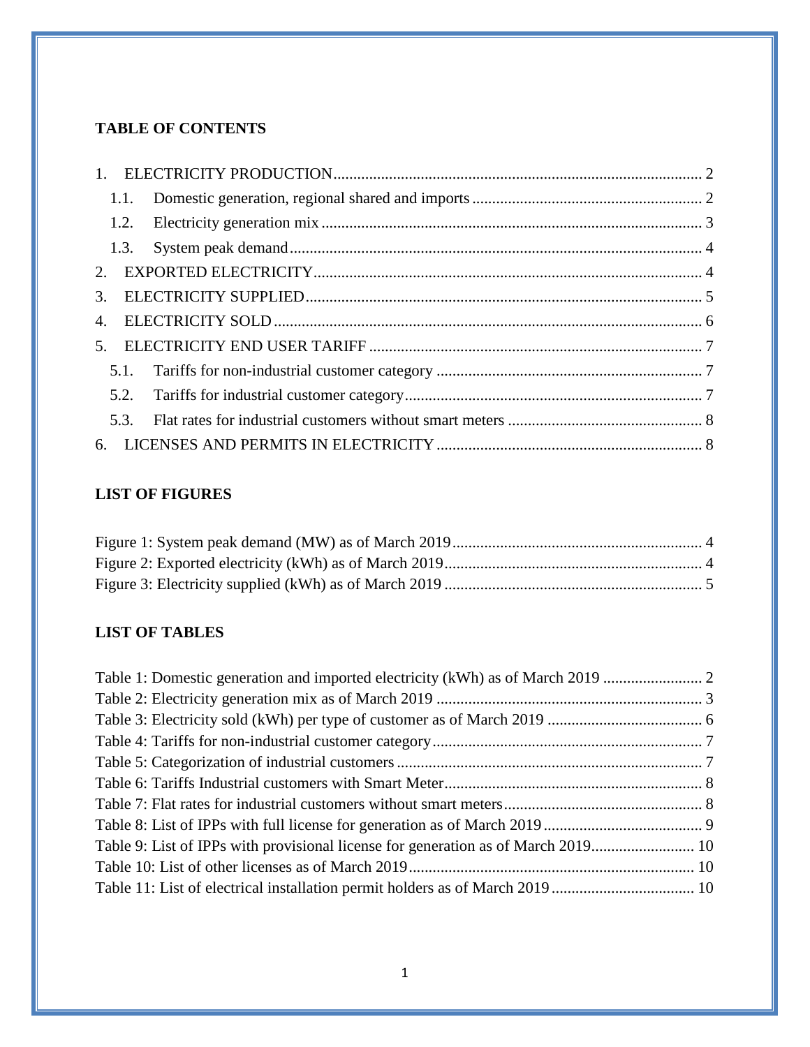**TABLE OF CONTENTS**

1. ELECTRICITY PRODUCTION ........................................................................................ 2
   - 1.1. Domestic generation, regional shared and imports ........................................................ 2
   - 1.2. Electricity generation mix ................................................................................................. 3
   - 1.3. System peak demand ......................................................................................................... 4
2. EXPORTED ELECTRICITY ................................................................................................ 4
3. ELECTRICITY SUPPLIED ................................................................................................... 5
4. ELECTRICITY SOLD ........................................................................................................... 6
5. ELECTRICITY END USER TARIFF .................................................................................... 7
   - 5.1. Tariffs for non-industrial customer category ..................................................................... 7
   - 5.2. Tariffs for industrial customer category ............................................................................ 7
   - 5.3. Flat rates for industrial customers without smart meters .................................................. 8
6. LICENSES AND PERMITS IN ELECTRICITY .................................................................. 8

**LIST OF FIGURES**

Figure 1: System peak demand (MW) as of March 2019 ............................................................... 4
Figure 2: Exported electricity (kWh) as of March 2019 .................................................................. 4
Figure 3: Electricity supplied (kWh) as of March 2019 ................................................................... 5

**LIST OF TABLES**

Table 1: Domestic generation and imported electricity (kWh) as of March 2019 ......................... 2
Table 2: Electricity generation mix as of March 2019 .................................................................... 3
Table 3: Electricity sold (kWh) per type of customer as of March 2019 ....................................... 6
Table 4: Tariffs for non-industrial customer category ..................................................................... 7
Table 5: Categorization of industrial customers ............................................................................. 7
Table 6: Tariffs Industrial customers with Smart Meter .................................................................. 8
Table 7: Flat rates for industrial customers without smart meters .................................................. 8
Table 8: List of IPPs with full license for generation as of March 2019 ........................................ 9
Table 9: List of IPPs with provisional license for generation as of March 2019 .......................... 10
Table 10: List of other licenses as of March 2019 ........................................................................ 10
Table 11: List of electrical installation permit holders as of March 2019 .................................... 10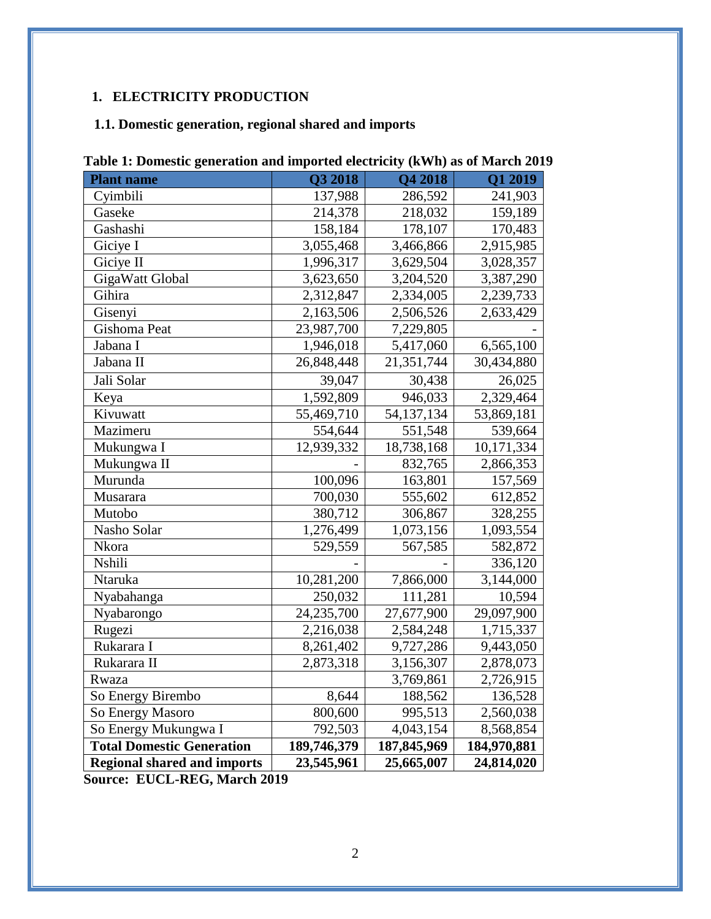## 1. ELECTRICITY PRODUCTION

### 1.1. Domestic generation, regional shared and imports

**Table 1: Domestic generation and imported electricity (kWh) as of March 2019**

| Plant name | Q3 2018 | Q4 2018 | Q1 2019 |
|---|---|---|---|
| Cyimbili | 137,988 | 286,592 | 241,903 |
| Gaseke | 214,378 | 218,032 | 159,189 |
| Gashashi | 158,184 | 178,107 | 170,483 |
| Giciye I | 3,055,468 | 3,466,866 | 2,915,985 |
| Giciye II | 1,996,317 | 3,629,504 | 3,028,357 |
| GigaWatt Global | 3,623,650 | 3,204,520 | 3,387,290 |
| Gihira | 2,312,847 | 2,334,005 | 2,239,733 |
| Gisenyi | 2,163,506 | 2,506,526 | 2,633,429 |
| Gishoma Peat | 23,987,700 | 7,229,805 | - |
| Jabana I | 1,946,018 | 5,417,060 | 6,565,100 |
| Jabana II | 26,848,448 | 21,351,744 | 30,434,880 |
| Jali Solar | 39,047 | 30,438 | 26,025 |
| Keya | 1,592,809 | 946,033 | 2,329,464 |
| Kivuwatt | 55,469,710 | 54,137,134 | 53,869,181 |
| Mazimeru | 554,644 | 551,548 | 539,664 |
| Mukungwa I | 12,939,332 | 18,738,168 | 10,171,334 |
| Mukungwa II | - | 832,765 | 2,866,353 |
| Murunda | 100,096 | 163,801 | 157,569 |
| Musarara | 700,030 | 555,602 | 612,852 |
| Mutobo | 380,712 | 306,867 | 328,255 |
| Nasho Solar | 1,276,499 | 1,073,156 | 1,093,554 |
| Nkora | 529,559 | 567,585 | 582,872 |
| Nshili | - | - | 336,120 |
| Ntaruka | 10,281,200 | 7,866,000 | 3,144,000 |
| Nyabahanga | 250,032 | 111,281 | 10,594 |
| Nyabarongo | 24,235,700 | 27,677,900 | 29,097,900 |
| Rugezi | 2,216,038 | 2,584,248 | 1,715,337 |
| Rukarara I | 8,261,402 | 9,727,286 | 9,443,050 |
| Rukarara II | 2,873,318 | 3,156,307 | 2,878,073 |
| Rwaza | | 3,769,861 | 2,726,915 |
| So Energy Birembo | 8,644 | 188,562 | 136,528 |
| So Energy Masoro | 800,600 | 995,513 | 2,560,038 |
| So Energy Mukungwa I | 792,503 | 4,043,154 | 8,568,854 |
| **Total Domestic Generation** | **189,746,379** | **187,845,969** | **184,970,881** |
| **Regional shared and imports** | **23,545,961** | **25,665,007** | **24,814,020** |

**Source: EUCL-REG, March 2019**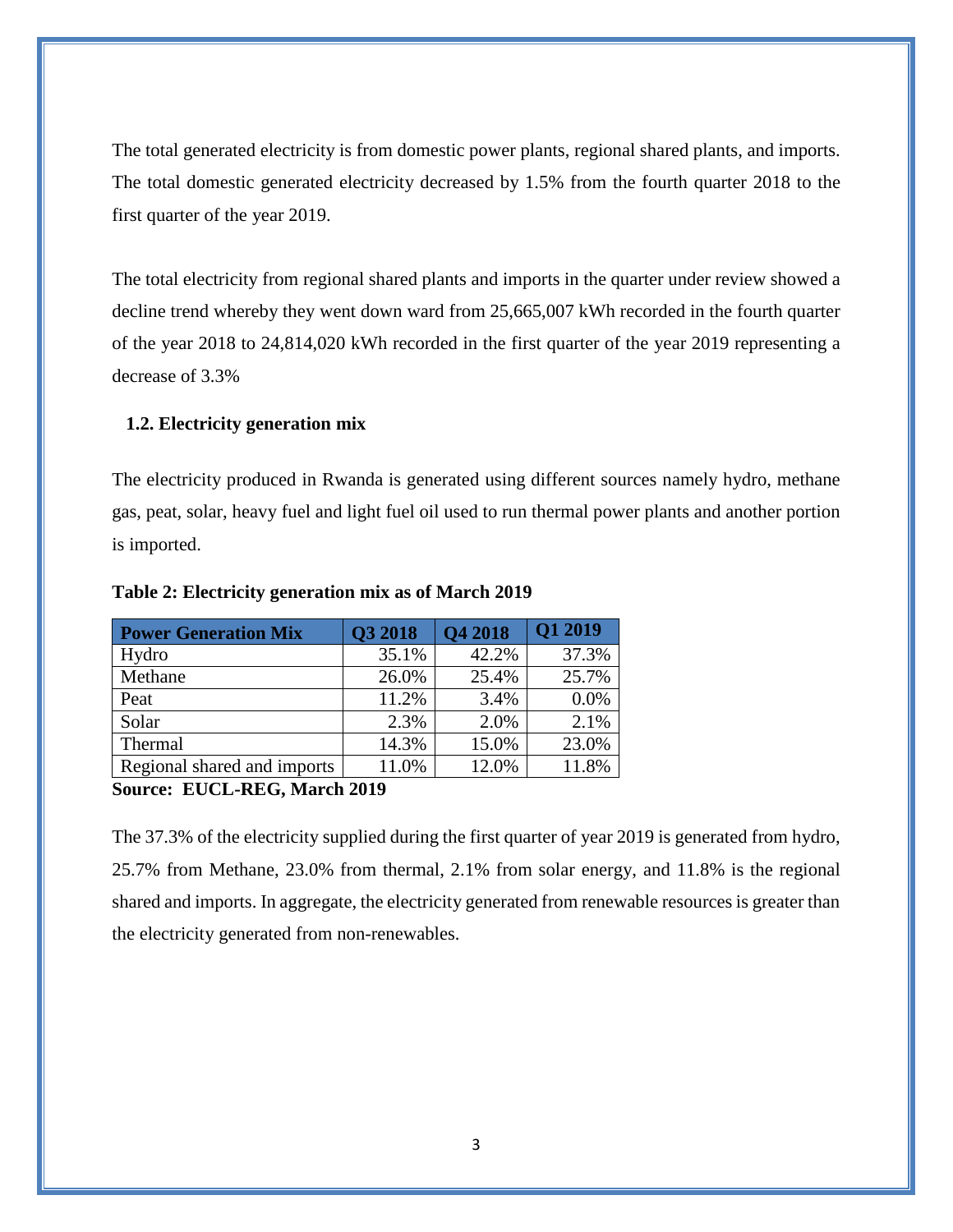The total generated electricity is from domestic power plants, regional shared plants, and imports. The total domestic generated electricity decreased by 1.5% from the fourth quarter 2018 to the first quarter of the year 2019.

The total electricity from regional shared plants and imports in the quarter under review showed a decline trend whereby they went down ward from 25,665,007 kWh recorded in the fourth quarter of the year 2018 to 24,814,020 kWh recorded in the first quarter of the year 2019 representing a decrease of 3.3%

### 1.2. Electricity generation mix

The electricity produced in Rwanda is generated using different sources namely hydro, methane gas, peat, solar, heavy fuel and light fuel oil used to run thermal power plants and another portion is imported.

**Table 2: Electricity generation mix as of March 2019**

| Power Generation Mix | Q3 2018 | Q4 2018 | Q1 2019 |
|---|---|---|---|
| Hydro | 35.1% | 42.2% | 37.3% |
| Methane | 26.0% | 25.4% | 25.7% |
| Peat | 11.2% | 3.4% | 0.0% |
| Solar | 2.3% | 2.0% | 2.1% |
| Thermal | 14.3% | 15.0% | 23.0% |
| Regional shared and imports | 11.0% | 12.0% | 11.8% |

**Source: EUCL-REG, March 2019**

The 37.3% of the electricity supplied during the first quarter of year 2019 is generated from hydro, 25.7% from Methane, 23.0% from thermal, 2.1% from solar energy, and 11.8% is the regional shared and imports. In aggregate, the electricity generated from renewable resources is greater than the electricity generated from non-renewables.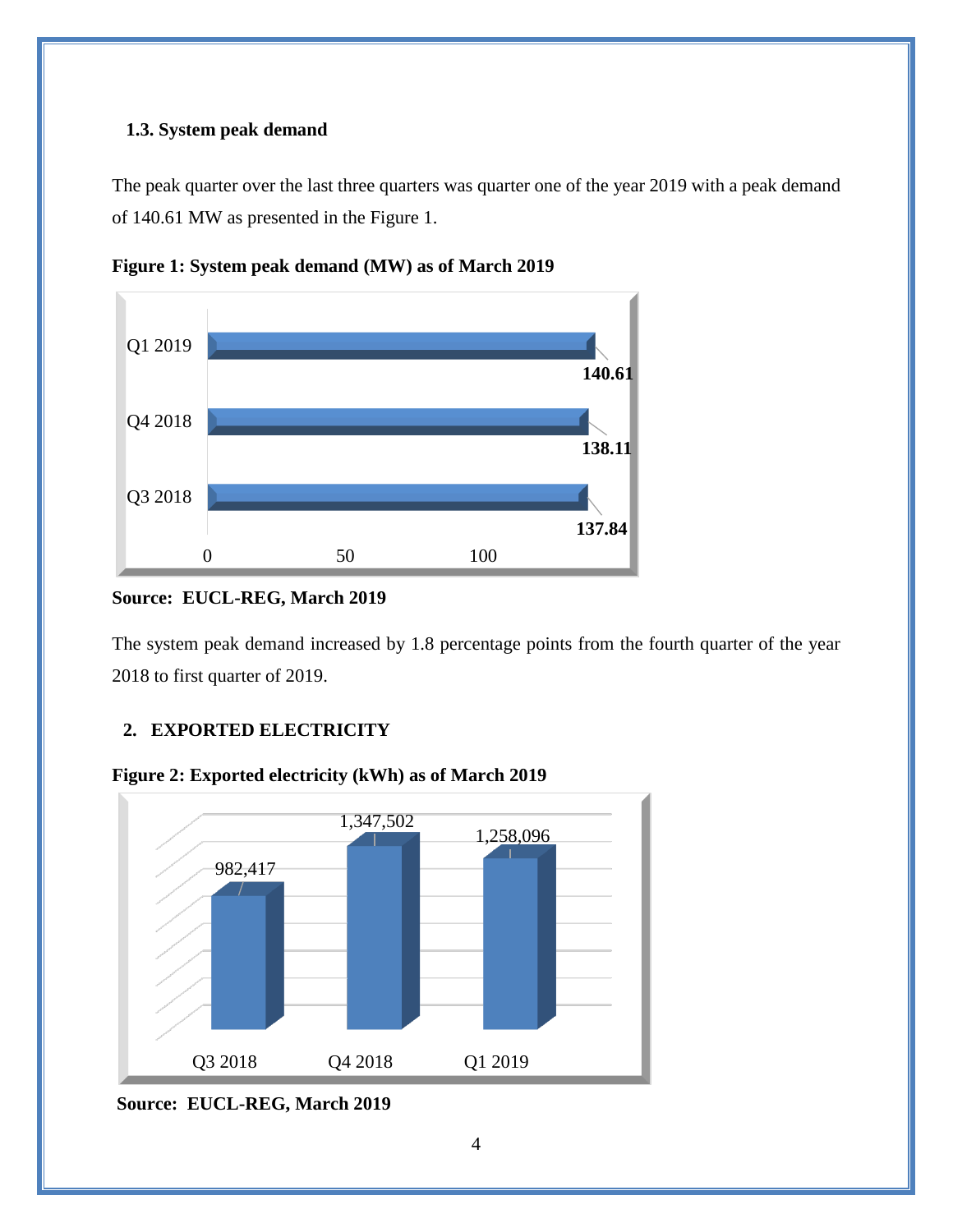### 1.3. System peak demand

The peak quarter over the last three quarters was quarter one of the year 2019 with a peak demand of 140.61 MW as presented in the Figure 1.

**Figure 1: System peak demand (MW) as of March 2019**

| Quarter | Peak demand (MW) |
|---|---|
| Q3 2018 | 137.84 |
| Q4 2018 | 138.11 |
| Q1 2019 | 140.61 |

**Source: EUCL-REG, March 2019**

The system peak demand increased by 1.8 percentage points from the fourth quarter of the year 2018 to first quarter of 2019.

## 2. EXPORTED ELECTRICITY

**Figure 2: Exported electricity (kWh) as of March 2019**

| Quarter | Exported electricity (kWh) |
|---|---|
| Q3 2018 | 982,417 |
| Q4 2018 | 1,347,502 |
| Q1 2019 | 1,258,096 |

**Source: EUCL-REG, March 2019**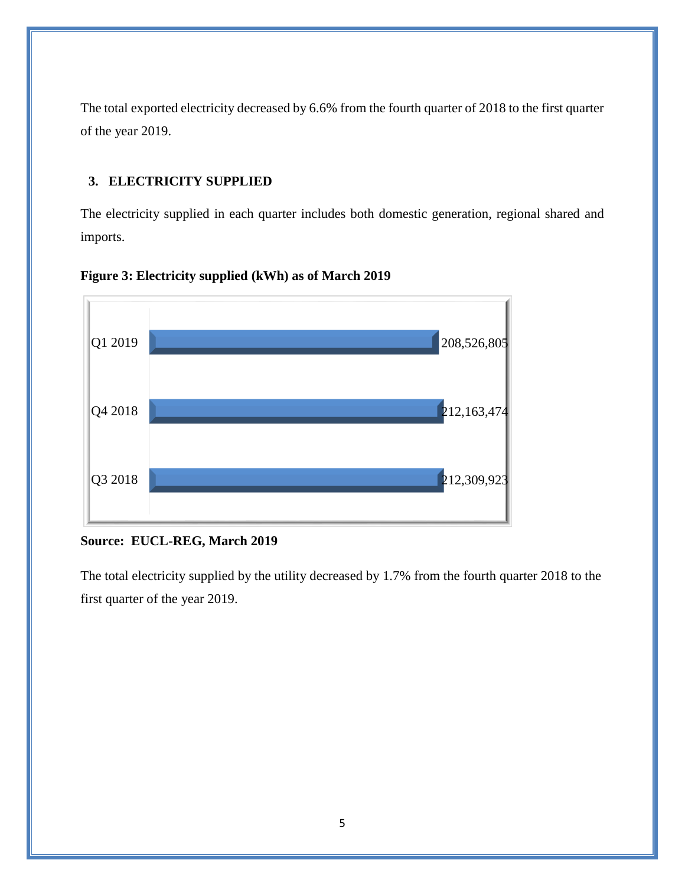The total exported electricity decreased by 6.6% from the fourth quarter of 2018 to the first quarter of the year 2019.

## 3. ELECTRICITY SUPPLIED

The electricity supplied in each quarter includes both domestic generation, regional shared and imports.

**Figure 3: Electricity supplied (kWh) as of March 2019**

| Quarter | Electricity supplied (kWh) |
|---|---|
| Q1 2019 | 208,526,805 |
| Q4 2018 | 212,163,474 |
| Q3 2018 | 212,309,923 |

**Source: EUCL-REG, March 2019**

The total electricity supplied by the utility decreased by 1.7% from the fourth quarter 2018 to the first quarter of the year 2019.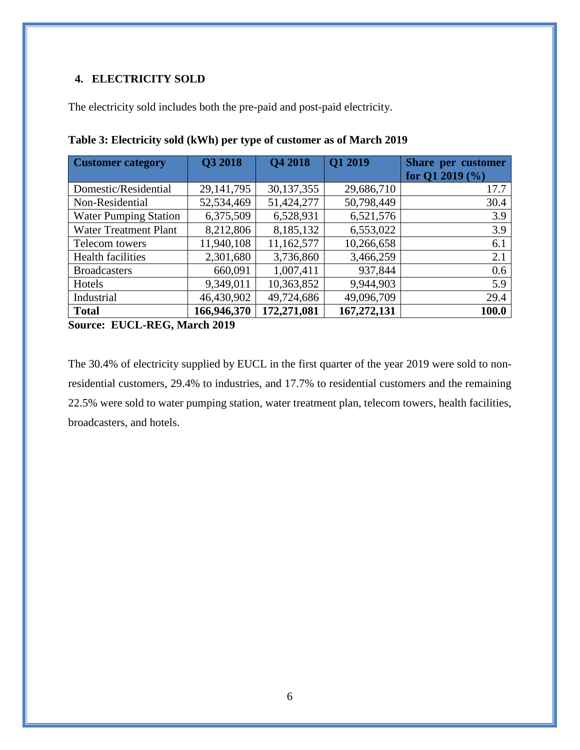## 4. ELECTRICITY SOLD

The electricity sold includes both the pre-paid and post-paid electricity.

**Table 3: Electricity sold (kWh) per type of customer as of March 2019**

| Customer category | Q3 2018 | Q4 2018 | Q1 2019 | Share per customer for Q1 2019 (%) |
|---|---|---|---|---|
| Domestic/Residential | 29,141,795 | 30,137,355 | 29,686,710 | 17.7 |
| Non-Residential | 52,534,469 | 51,424,277 | 50,798,449 | 30.4 |
| Water Pumping Station | 6,375,509 | 6,528,931 | 6,521,576 | 3.9 |
| Water Treatment Plant | 8,212,806 | 8,185,132 | 6,553,022 | 3.9 |
| Telecom towers | 11,940,108 | 11,162,577 | 10,266,658 | 6.1 |
| Health facilities | 2,301,680 | 3,736,860 | 3,466,259 | 2.1 |
| Broadcasters | 660,091 | 1,007,411 | 937,844 | 0.6 |
| Hotels | 9,349,011 | 10,363,852 | 9,944,903 | 5.9 |
| Industrial | 46,430,902 | 49,724,686 | 49,096,709 | 29.4 |
| **Total** | **166,946,370** | **172,271,081** | **167,272,131** | **100.0** |

**Source: EUCL-REG, March 2019**

The 30.4% of electricity supplied by EUCL in the first quarter of the year 2019 were sold to non-residential customers, 29.4% to industries, and 17.7% to residential customers and the remaining 22.5% were sold to water pumping station, water treatment plan, telecom towers, health facilities, broadcasters, and hotels.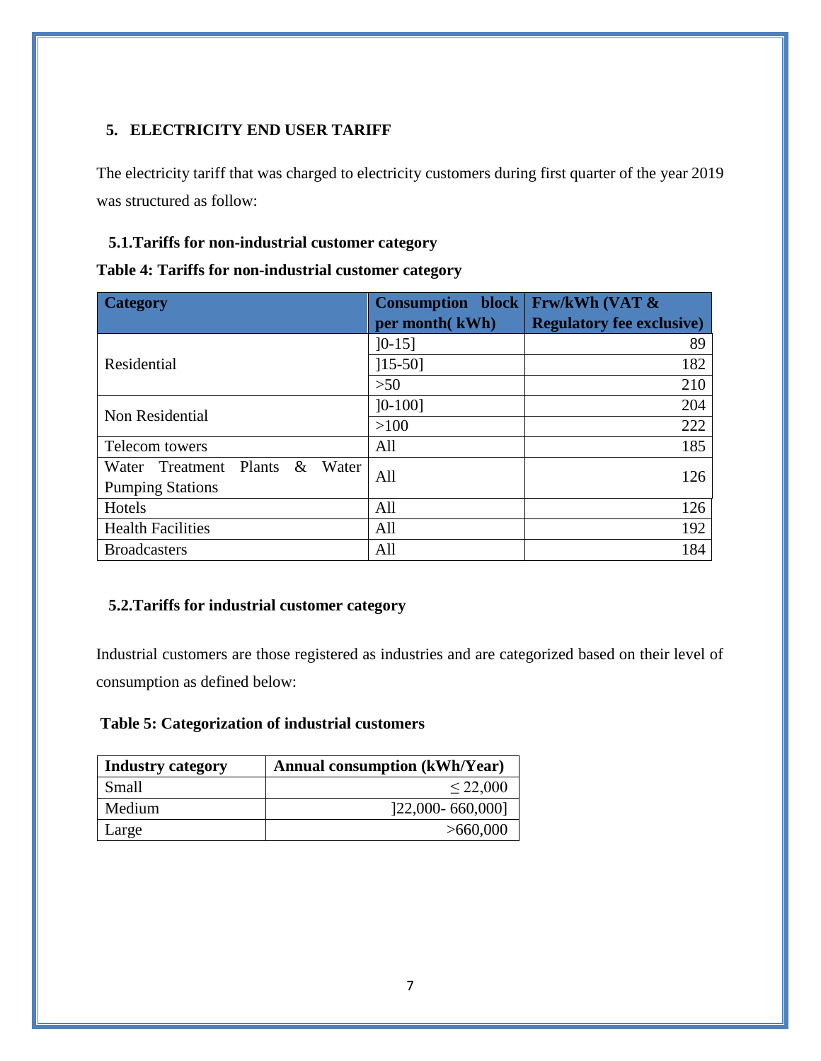## 5. ELECTRICITY END USER TARIFF

The electricity tariff that was charged to electricity customers during first quarter of the year 2019 was structured as follow:

### 5.1. Tariffs for non-industrial customer category

**Table 4: Tariffs for non-industrial customer category**

| Category | Consumption block per month( kWh) | Frw/kWh (VAT & Regulatory fee exclusive) |
|---|---|---|
| Residential | ]0-15] | 89 |
| | ]15-50] | 182 |
| | >50 | 210 |
| Non Residential | ]0-100] | 204 |
| | >100 | 222 |
| Telecom towers | All | 185 |
| Water Treatment Plants & Water Pumping Stations | All | 126 |
| Hotels | All | 126 |
| Health Facilities | All | 192 |
| Broadcasters | All | 184 |

### 5.2. Tariffs for industrial customer category

Industrial customers are those registered as industries and are categorized based on their level of consumption as defined below:

**Table 5: Categorization of industrial customers**

| Industry category | Annual consumption (kWh/Year) |
|---|---|
| Small | ≤ 22,000 |
| Medium | ]22,000- 660,000] |
| Large | >660,000 |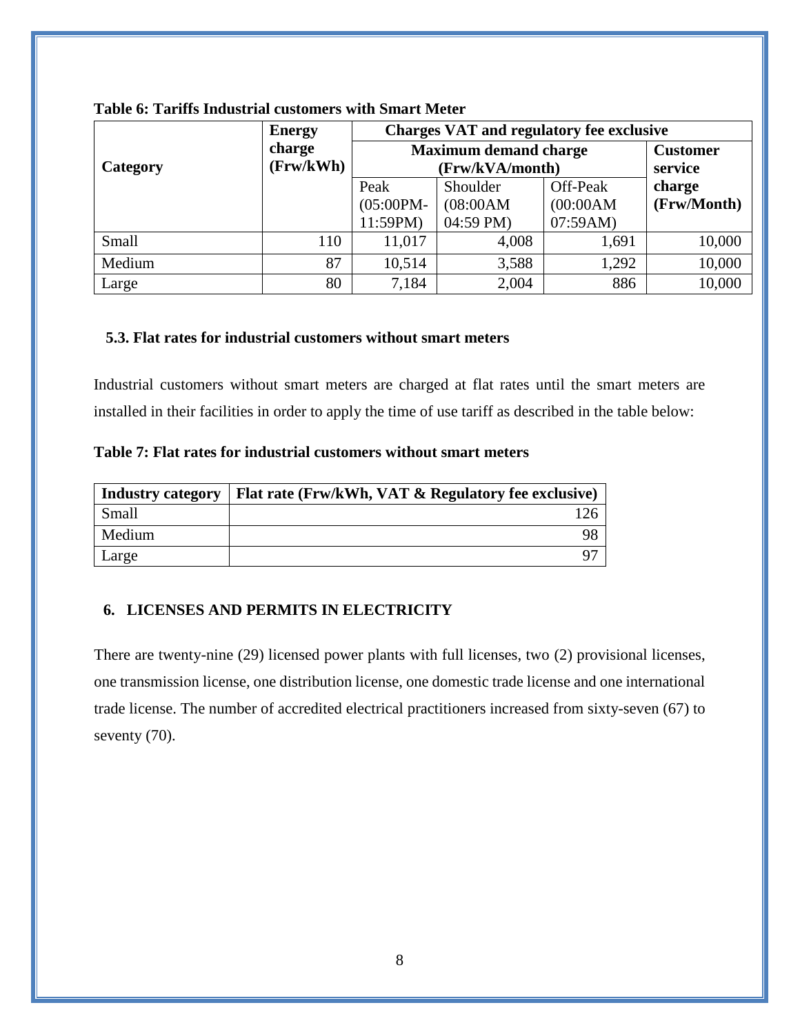**Table 6: Tariffs Industrial customers with Smart Meter**

| Category | Energy charge (Frw/kWh) | Charges VAT and regulatory fee exclusive | | | |
|---|---|---|---|---|---|
| | | Maximum demand charge (Frw/kVA/month) | | | Customer service charge (Frw/Month) |
| | | Peak (05:00PM-11:59PM) | Shoulder (08:00AM 04:59 PM) | Off-Peak (00:00AM 07:59AM) | |
| Small | 110 | 11,017 | 4,008 | 1,691 | 10,000 |
| Medium | 87 | 10,514 | 3,588 | 1,292 | 10,000 |
| Large | 80 | 7,184 | 2,004 | 886 | 10,000 |

### 5.3. Flat rates for industrial customers without smart meters

Industrial customers without smart meters are charged at flat rates until the smart meters are installed in their facilities in order to apply the time of use tariff as described in the table below:

**Table 7: Flat rates for industrial customers without smart meters**

| Industry category | Flat rate (Frw/kWh, VAT & Regulatory fee exclusive) |
|---|---|
| Small | 126 |
| Medium | 98 |
| Large | 97 |

## 6. LICENSES AND PERMITS IN ELECTRICITY

There are twenty-nine (29) licensed power plants with full licenses, two (2) provisional licenses, one transmission license, one distribution license, one domestic trade license and one international trade license. The number of accredited electrical practitioners increased from sixty-seven (67) to seventy (70).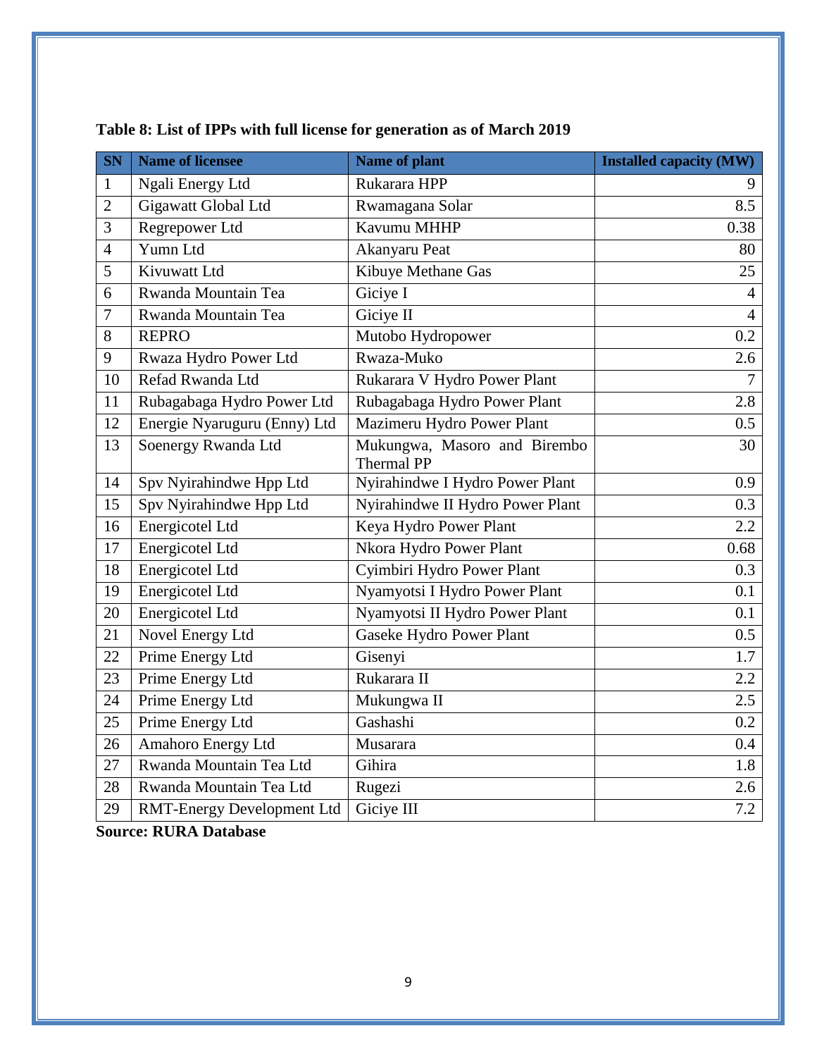**Table 8: List of IPPs with full license for generation as of March 2019**

| SN | Name of licensee | Name of plant | Installed capacity (MW) |
|---|---|---|---|
| 1 | Ngali Energy Ltd | Rukarara HPP | 9 |
| 2 | Gigawatt Global Ltd | Rwamagana Solar | 8.5 |
| 3 | Regrepower Ltd | Kavumu MHHP | 0.38 |
| 4 | Yumn Ltd | Akanyaru Peat | 80 |
| 5 | Kivuwatt Ltd | Kibuye Methane Gas | 25 |
| 6 | Rwanda Mountain Tea | Giciye I | 4 |
| 7 | Rwanda Mountain Tea | Giciye II | 4 |
| 8 | REPRO | Mutobo Hydropower | 0.2 |
| 9 | Rwaza Hydro Power Ltd | Rwaza-Muko | 2.6 |
| 10 | Refad Rwanda Ltd | Rukarara V Hydro Power Plant | 7 |
| 11 | Rubagabaga Hydro Power Ltd | Rubagabaga Hydro Power Plant | 2.8 |
| 12 | Energie Nyaruguru (Enny) Ltd | Mazimeru Hydro Power Plant | 0.5 |
| 13 | Soenergy Rwanda Ltd | Mukungwa, Masoro and Birembo Thermal PP | 30 |
| 14 | Spv Nyirahindwe Hpp Ltd | Nyirahindwe I Hydro Power Plant | 0.9 |
| 15 | Spv Nyirahindwe Hpp Ltd | Nyirahindwe II Hydro Power Plant | 0.3 |
| 16 | Energicotel Ltd | Keya Hydro Power Plant | 2.2 |
| 17 | Energicotel Ltd | Nkora Hydro Power Plant | 0.68 |
| 18 | Energicotel Ltd | Cyimbiri Hydro Power Plant | 0.3 |
| 19 | Energicotel Ltd | Nyamyotsi I Hydro Power Plant | 0.1 |
| 20 | Energicotel Ltd | Nyamyotsi II Hydro Power Plant | 0.1 |
| 21 | Novel Energy Ltd | Gaseke Hydro Power Plant | 0.5 |
| 22 | Prime Energy Ltd | Gisenyi | 1.7 |
| 23 | Prime Energy Ltd | Rukarara II | 2.2 |
| 24 | Prime Energy Ltd | Mukungwa II | 2.5 |
| 25 | Prime Energy Ltd | Gashashi | 0.2 |
| 26 | Amahoro Energy Ltd | Musarara | 0.4 |
| 27 | Rwanda Mountain Tea Ltd | Gihira | 1.8 |
| 28 | Rwanda Mountain Tea Ltd | Rugezi | 2.6 |
| 29 | RMT-Energy Development Ltd | Giciye III | 7.2 |

**Source: RURA Database**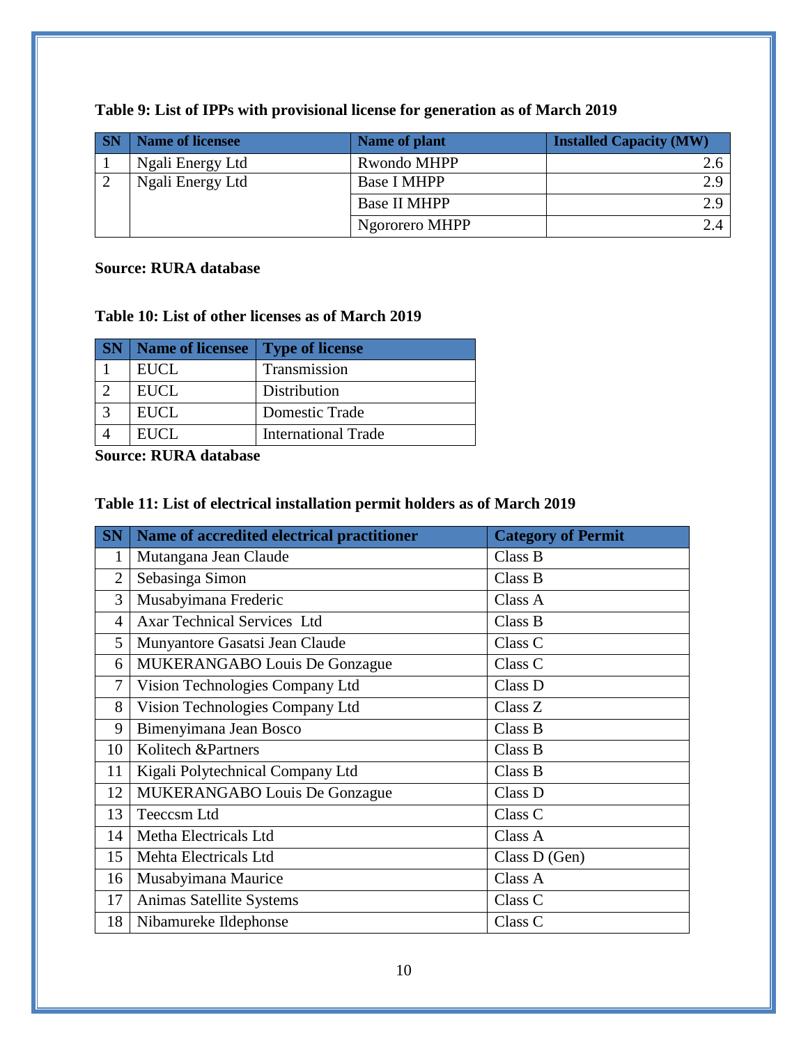**Table 9: List of IPPs with provisional license for generation as of March 2019**

| SN | Name of licensee | Name of plant | Installed Capacity (MW) |
|---|---|---|---|
| 1 | Ngali Energy Ltd | Rwondo MHPP | 2.6 |
| 2 | Ngali Energy Ltd | Base I MHPP | 2.9 |
| | | Base II MHPP | 2.9 |
| | | Ngororero MHPP | 2.4 |

**Source: RURA database**

**Table 10: List of other licenses as of March 2019**

| SN | Name of licensee | Type of license |
|---|---|---|
| 1 | EUCL | Transmission |
| 2 | EUCL | Distribution |
| 3 | EUCL | Domestic Trade |
| 4 | EUCL | International Trade |

**Source: RURA database**

**Table 11: List of electrical installation permit holders as of March 2019**

| SN | Name of accredited electrical practitioner | Category of Permit |
|---|---|---|
| 1 | Mutangana Jean Claude | Class B |
| 2 | Sebasinga Simon | Class B |
| 3 | Musabyimana Frederic | Class A |
| 4 | Axar Technical Services Ltd | Class B |
| 5 | Munyantore Gasatsi Jean Claude | Class C |
| 6 | MUKERANGABO Louis De Gonzague | Class C |
| 7 | Vision Technologies Company Ltd | Class D |
| 8 | Vision Technologies Company Ltd | Class Z |
| 9 | Bimenyimana Jean Bosco | Class B |
| 10 | Kolitech &Partners | Class B |
| 11 | Kigali Polytechnical Company Ltd | Class B |
| 12 | MUKERANGABO Louis De Gonzague | Class D |
| 13 | Teeccsm Ltd | Class C |
| 14 | Metha Electricals Ltd | Class A |
| 15 | Mehta Electricals Ltd | Class D (Gen) |
| 16 | Musabyimana Maurice | Class A |
| 17 | Animas Satellite Systems | Class C |
| 18 | Nibamureke Ildephonse | Class C |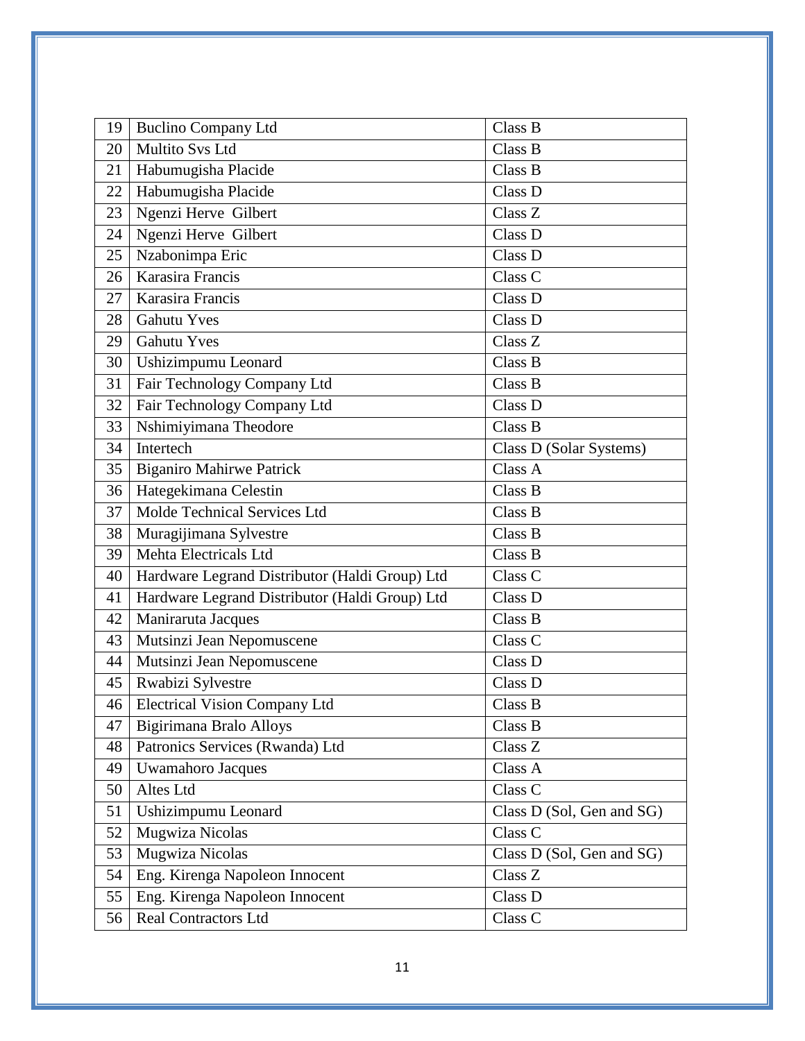| 19 | Buclino Company Ltd | Class B |
|---|---|---|
| 20 | Multito Svs Ltd | Class B |
| 21 | Habumugisha Placide | Class B |
| 22 | Habumugisha Placide | Class D |
| 23 | Ngenzi Herve Gilbert | Class Z |
| 24 | Ngenzi Herve Gilbert | Class D |
| 25 | Nzabonimpa Eric | Class D |
| 26 | Karasira Francis | Class C |
| 27 | Karasira Francis | Class D |
| 28 | Gahutu Yves | Class D |
| 29 | Gahutu Yves | Class Z |
| 30 | Ushizimpumu Leonard | Class B |
| 31 | Fair Technology Company Ltd | Class B |
| 32 | Fair Technology Company Ltd | Class D |
| 33 | Nshimiyimana Theodore | Class B |
| 34 | Intertech | Class D (Solar Systems) |
| 35 | Biganiro Mahirwe Patrick | Class A |
| 36 | Hategekimana Celestin | Class B |
| 37 | Molde Technical Services Ltd | Class B |
| 38 | Muragijimana Sylvestre | Class B |
| 39 | Mehta Electricals Ltd | Class B |
| 40 | Hardware Legrand Distributor (Haldi Group) Ltd | Class C |
| 41 | Hardware Legrand Distributor (Haldi Group) Ltd | Class D |
| 42 | Maniraruta Jacques | Class B |
| 43 | Mutsinzi Jean Nepomuscene | Class C |
| 44 | Mutsinzi Jean Nepomuscene | Class D |
| 45 | Rwabizi Sylvestre | Class D |
| 46 | Electrical Vision Company Ltd | Class B |
| 47 | Bigirimana Bralo Alloys | Class B |
| 48 | Patronics Services (Rwanda) Ltd | Class Z |
| 49 | Uwamahoro Jacques | Class A |
| 50 | Altes Ltd | Class C |
| 51 | Ushizimpumu Leonard | Class D (Sol, Gen and SG) |
| 52 | Mugwiza Nicolas | Class C |
| 53 | Mugwiza Nicolas | Class D (Sol, Gen and SG) |
| 54 | Eng. Kirenga Napoleon Innocent | Class Z |
| 55 | Eng. Kirenga Napoleon Innocent | Class D |
| 56 | Real Contractors Ltd | Class C |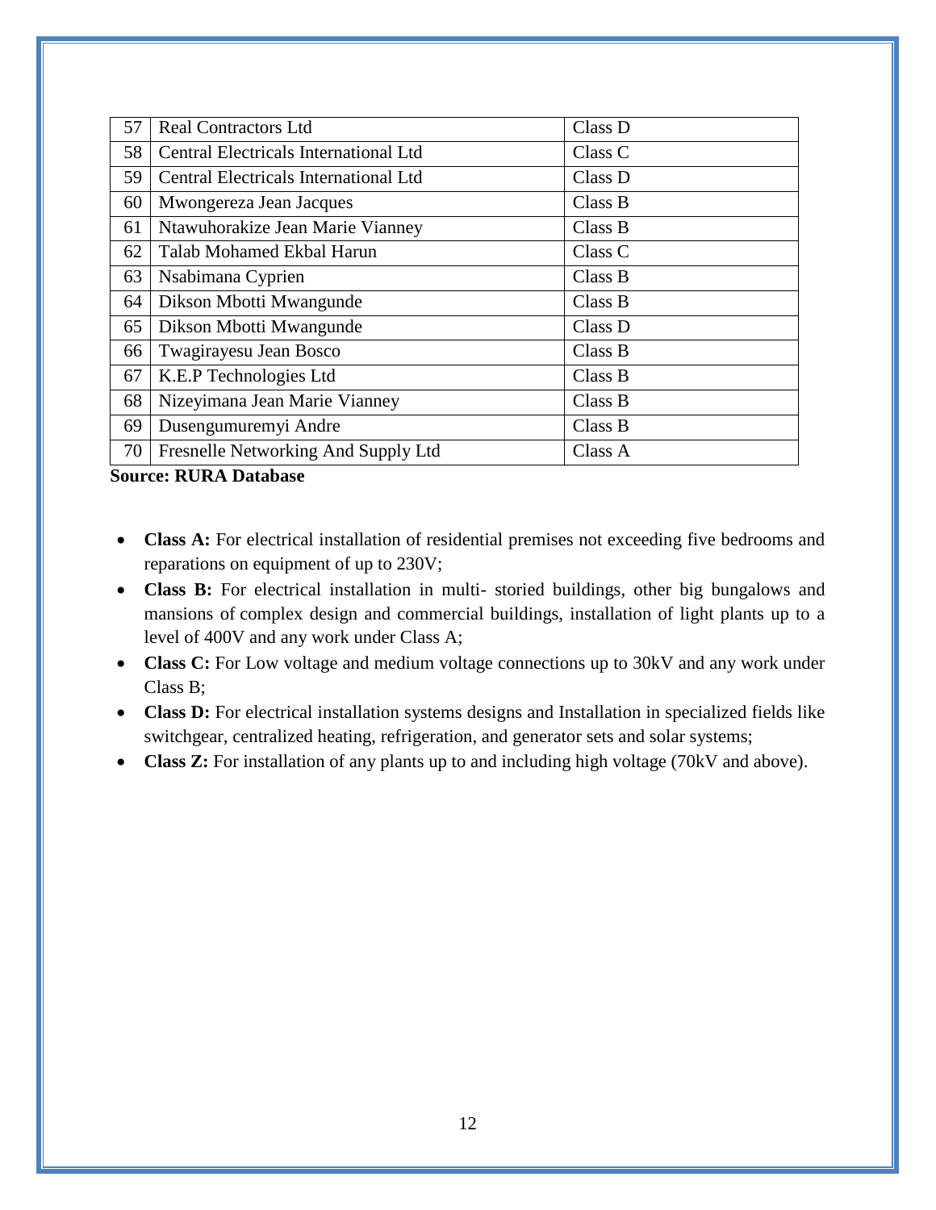| | | |
|---|---|---|
| 57 | Real Contractors Ltd | Class D |
| 58 | Central Electricals International Ltd | Class C |
| 59 | Central Electricals International Ltd | Class D |
| 60 | Mwongereza Jean Jacques | Class B |
| 61 | Ntawuhorakize Jean Marie Vianney | Class B |
| 62 | Talab Mohamed Ekbal Harun | Class C |
| 63 | Nsabimana Cyprien | Class B |
| 64 | Dikson Mbotti Mwangunde | Class B |
| 65 | Dikson Mbotti Mwangunde | Class D |
| 66 | Twagirayesu Jean Bosco | Class B |
| 67 | K.E.P Technologies Ltd | Class B |
| 68 | Nizeyimana Jean Marie Vianney | Class B |
| 69 | Dusengumuremyi Andre | Class B |
| 70 | Fresnelle Networking And Supply Ltd | Class A |

**Source: RURA Database**

- **Class A:** For electrical installation of residential premises not exceeding five bedrooms and reparations on equipment of up to 230V;
- **Class B:** For electrical installation in multi- storied buildings, other big bungalows and mansions of complex design and commercial buildings, installation of light plants up to a level of 400V and any work under Class A;
- **Class C:** For Low voltage and medium voltage connections up to 30kV and any work under Class B;
- **Class D:** For electrical installation systems designs and Installation in specialized fields like switchgear, centralized heating, refrigeration, and generator sets and solar systems;
- **Class Z:** For installation of any plants up to and including high voltage (70kV and above).